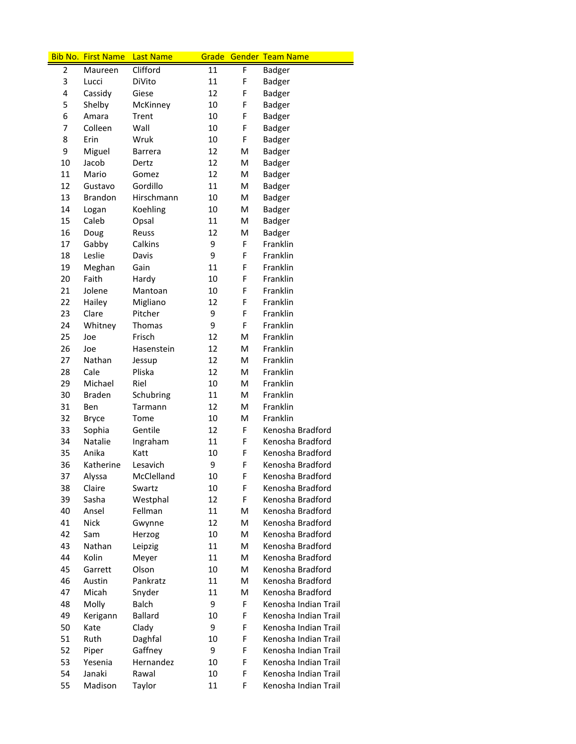| Bib No. | First Name | Last Name | Grade | Gender | Team Name |
|---|---|---|---|---|---|
| 2 | Maureen | Clifford | 11 | F | Badger |
| 3 | Lucci | DiVito | 11 | F | Badger |
| 4 | Cassidy | Giese | 12 | F | Badger |
| 5 | Shelby | McKinney | 10 | F | Badger |
| 6 | Amara | Trent | 10 | F | Badger |
| 7 | Colleen | Wall | 10 | F | Badger |
| 8 | Erin | Wruk | 10 | F | Badger |
| 9 | Miguel | Barrera | 12 | M | Badger |
| 10 | Jacob | Dertz | 12 | M | Badger |
| 11 | Mario | Gomez | 12 | M | Badger |
| 12 | Gustavo | Gordillo | 11 | M | Badger |
| 13 | Brandon | Hirschmann | 10 | M | Badger |
| 14 | Logan | Koehling | 10 | M | Badger |
| 15 | Caleb | Opsal | 11 | M | Badger |
| 16 | Doug | Reuss | 12 | M | Badger |
| 17 | Gabby | Calkins | 9 | F | Franklin |
| 18 | Leslie | Davis | 9 | F | Franklin |
| 19 | Meghan | Gain | 11 | F | Franklin |
| 20 | Faith | Hardy | 10 | F | Franklin |
| 21 | Jolene | Mantoan | 10 | F | Franklin |
| 22 | Hailey | Migliano | 12 | F | Franklin |
| 23 | Clare | Pitcher | 9 | F | Franklin |
| 24 | Whitney | Thomas | 9 | F | Franklin |
| 25 | Joe | Frisch | 12 | M | Franklin |
| 26 | Joe | Hasenstein | 12 | M | Franklin |
| 27 | Nathan | Jessup | 12 | M | Franklin |
| 28 | Cale | Pliska | 12 | M | Franklin |
| 29 | Michael | Riel | 10 | M | Franklin |
| 30 | Braden | Schubring | 11 | M | Franklin |
| 31 | Ben | Tarmann | 12 | M | Franklin |
| 32 | Bryce | Tome | 10 | M | Franklin |
| 33 | Sophia | Gentile | 12 | F | Kenosha Bradford |
| 34 | Natalie | Ingraham | 11 | F | Kenosha Bradford |
| 35 | Anika | Katt | 10 | F | Kenosha Bradford |
| 36 | Katherine | Lesavich | 9 | F | Kenosha Bradford |
| 37 | Alyssa | McClelland | 10 | F | Kenosha Bradford |
| 38 | Claire | Swartz | 10 | F | Kenosha Bradford |
| 39 | Sasha | Westphal | 12 | F | Kenosha Bradford |
| 40 | Ansel | Fellman | 11 | M | Kenosha Bradford |
| 41 | Nick | Gwynne | 12 | M | Kenosha Bradford |
| 42 | Sam | Herzog | 10 | M | Kenosha Bradford |
| 43 | Nathan | Leipzig | 11 | M | Kenosha Bradford |
| 44 | Kolin | Meyer | 11 | M | Kenosha Bradford |
| 45 | Garrett | Olson | 10 | M | Kenosha Bradford |
| 46 | Austin | Pankratz | 11 | M | Kenosha Bradford |
| 47 | Micah | Snyder | 11 | M | Kenosha Bradford |
| 48 | Molly | Balch | 9 | F | Kenosha Indian Trail |
| 49 | Kerigann | Ballard | 10 | F | Kenosha Indian Trail |
| 50 | Kate | Clady | 9 | F | Kenosha Indian Trail |
| 51 | Ruth | Daghfal | 10 | F | Kenosha Indian Trail |
| 52 | Piper | Gaffney | 9 | F | Kenosha Indian Trail |
| 53 | Yesenia | Hernandez | 10 | F | Kenosha Indian Trail |
| 54 | Janaki | Rawal | 10 | F | Kenosha Indian Trail |
| 55 | Madison | Taylor | 11 | F | Kenosha Indian Trail |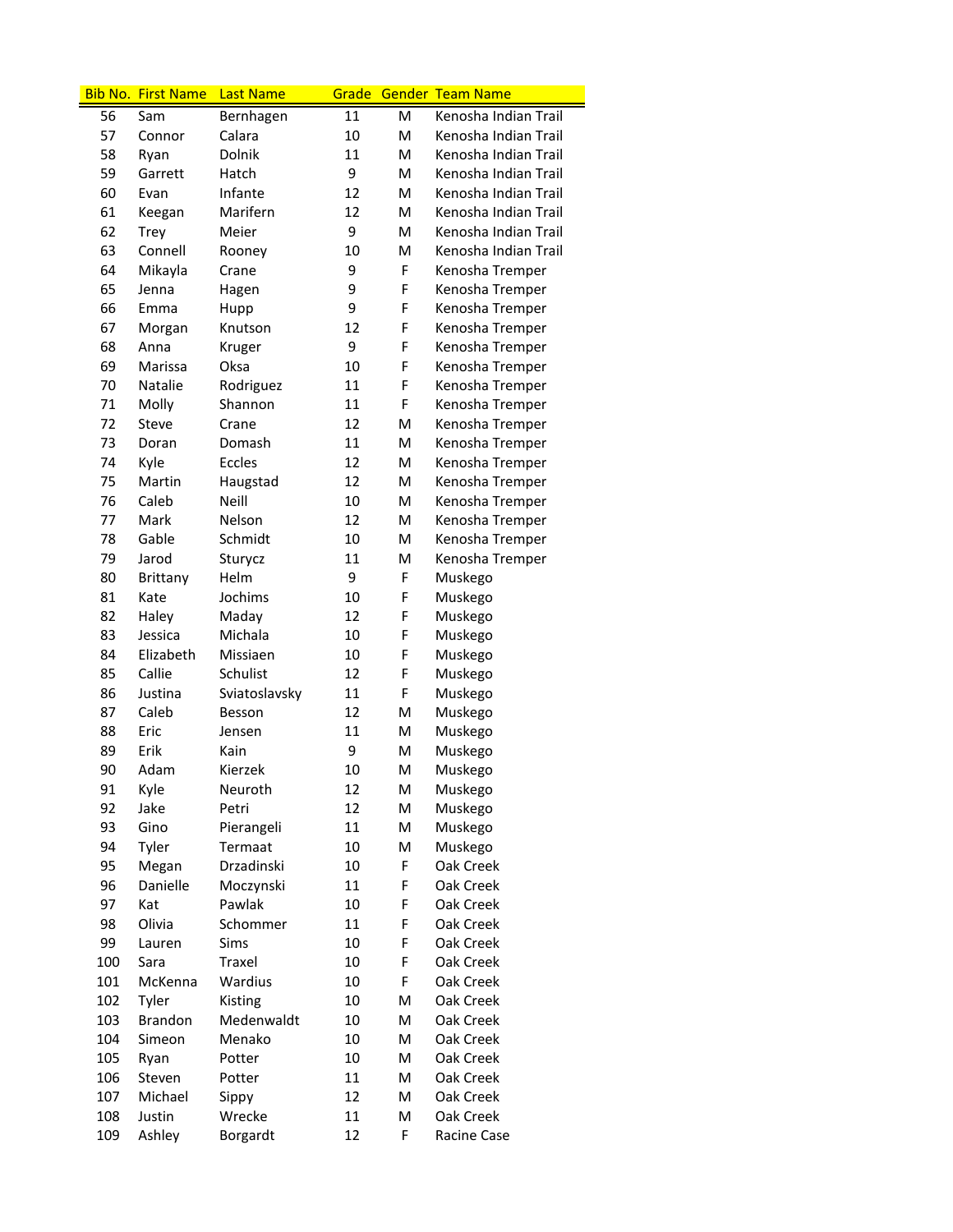| Bib No. | First Name | Last Name | Grade | Gender | Team Name |
|---|---|---|---|---|---|
| 56 | Sam | Bernhagen | 11 | M | Kenosha Indian Trail |
| 57 | Connor | Calara | 10 | M | Kenosha Indian Trail |
| 58 | Ryan | Dolnik | 11 | M | Kenosha Indian Trail |
| 59 | Garrett | Hatch | 9 | M | Kenosha Indian Trail |
| 60 | Evan | Infante | 12 | M | Kenosha Indian Trail |
| 61 | Keegan | Marifern | 12 | M | Kenosha Indian Trail |
| 62 | Trey | Meier | 9 | M | Kenosha Indian Trail |
| 63 | Connell | Rooney | 10 | M | Kenosha Indian Trail |
| 64 | Mikayla | Crane | 9 | F | Kenosha Tremper |
| 65 | Jenna | Hagen | 9 | F | Kenosha Tremper |
| 66 | Emma | Hupp | 9 | F | Kenosha Tremper |
| 67 | Morgan | Knutson | 12 | F | Kenosha Tremper |
| 68 | Anna | Kruger | 9 | F | Kenosha Tremper |
| 69 | Marissa | Oksa | 10 | F | Kenosha Tremper |
| 70 | Natalie | Rodriguez | 11 | F | Kenosha Tremper |
| 71 | Molly | Shannon | 11 | F | Kenosha Tremper |
| 72 | Steve | Crane | 12 | M | Kenosha Tremper |
| 73 | Doran | Domash | 11 | M | Kenosha Tremper |
| 74 | Kyle | Eccles | 12 | M | Kenosha Tremper |
| 75 | Martin | Haugstad | 12 | M | Kenosha Tremper |
| 76 | Caleb | Neill | 10 | M | Kenosha Tremper |
| 77 | Mark | Nelson | 12 | M | Kenosha Tremper |
| 78 | Gable | Schmidt | 10 | M | Kenosha Tremper |
| 79 | Jarod | Sturycz | 11 | M | Kenosha Tremper |
| 80 | Brittany | Helm | 9 | F | Muskego |
| 81 | Kate | Jochims | 10 | F | Muskego |
| 82 | Haley | Maday | 12 | F | Muskego |
| 83 | Jessica | Michala | 10 | F | Muskego |
| 84 | Elizabeth | Missiaen | 10 | F | Muskego |
| 85 | Callie | Schulist | 12 | F | Muskego |
| 86 | Justina | Sviatoslavsky | 11 | F | Muskego |
| 87 | Caleb | Besson | 12 | M | Muskego |
| 88 | Eric | Jensen | 11 | M | Muskego |
| 89 | Erik | Kain | 9 | M | Muskego |
| 90 | Adam | Kierzek | 10 | M | Muskego |
| 91 | Kyle | Neuroth | 12 | M | Muskego |
| 92 | Jake | Petri | 12 | M | Muskego |
| 93 | Gino | Pierangeli | 11 | M | Muskego |
| 94 | Tyler | Termaat | 10 | M | Muskego |
| 95 | Megan | Drzadinski | 10 | F | Oak Creek |
| 96 | Danielle | Moczynski | 11 | F | Oak Creek |
| 97 | Kat | Pawlak | 10 | F | Oak Creek |
| 98 | Olivia | Schommer | 11 | F | Oak Creek |
| 99 | Lauren | Sims | 10 | F | Oak Creek |
| 100 | Sara | Traxel | 10 | F | Oak Creek |
| 101 | McKenna | Wardius | 10 | F | Oak Creek |
| 102 | Tyler | Kisting | 10 | M | Oak Creek |
| 103 | Brandon | Medenwaldt | 10 | M | Oak Creek |
| 104 | Simeon | Menako | 10 | M | Oak Creek |
| 105 | Ryan | Potter | 10 | M | Oak Creek |
| 106 | Steven | Potter | 11 | M | Oak Creek |
| 107 | Michael | Sippy | 12 | M | Oak Creek |
| 108 | Justin | Wrecke | 11 | M | Oak Creek |
| 109 | Ashley | Borgardt | 12 | F | Racine Case |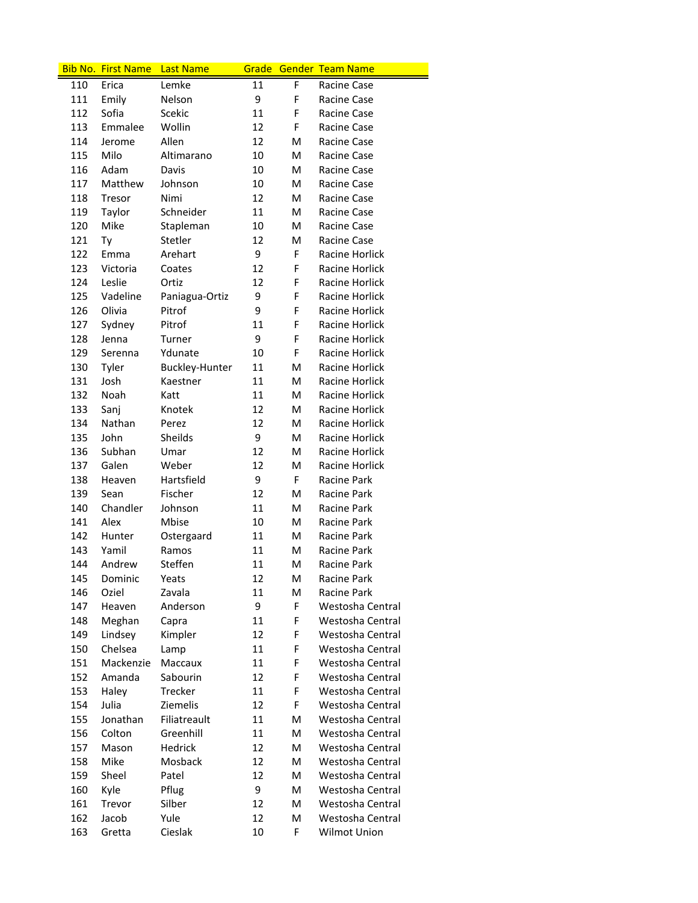| Bib No. | First Name | Last Name | Grade | Gender | Team Name |
| --- | --- | --- | --- | --- | --- |
| 110 | Erica | Lemke | 11 | F | Racine Case |
| 111 | Emily | Nelson | 9 | F | Racine Case |
| 112 | Sofia | Sceкic | 11 | F | Racine Case |
| 113 | Emmalee | Wollin | 12 | F | Racine Case |
| 114 | Jerome | Allen | 12 | M | Racine Case |
| 115 | Milo | Altimarano | 10 | M | Racine Case |
| 116 | Adam | Davis | 10 | M | Racine Case |
| 117 | Matthew | Johnson | 10 | M | Racine Case |
| 118 | Tresor | Nimi | 12 | M | Racine Case |
| 119 | Taylor | Schneider | 11 | M | Racine Case |
| 120 | Mike | Stapleman | 10 | M | Racine Case |
| 121 | Ty | Stetler | 12 | M | Racine Case |
| 122 | Emma | Arehart | 9 | F | Racine Horlick |
| 123 | Victoria | Coates | 12 | F | Racine Horlick |
| 124 | Leslie | Ortiz | 12 | F | Racine Horlick |
| 125 | Vadeline | Paniagua-Ortiz | 9 | F | Racine Horlick |
| 126 | Olivia | Pitrof | 9 | F | Racine Horlick |
| 127 | Sydney | Pitrof | 11 | F | Racine Horlick |
| 128 | Jenna | Turner | 9 | F | Racine Horlick |
| 129 | Serenna | Ydunate | 10 | F | Racine Horlick |
| 130 | Tyler | Buckley-Hunter | 11 | M | Racine Horlick |
| 131 | Josh | Kaestner | 11 | M | Racine Horlick |
| 132 | Noah | Katt | 11 | M | Racine Horlick |
| 133 | Sanj | Knotek | 12 | M | Racine Horlick |
| 134 | Nathan | Perez | 12 | M | Racine Horlick |
| 135 | John | Sheilds | 9 | M | Racine Horlick |
| 136 | Subhan | Umar | 12 | M | Racine Horlick |
| 137 | Galen | Weber | 12 | M | Racine Horlick |
| 138 | Heaven | Hartsfield | 9 | F | Racine Park |
| 139 | Sean | Fischer | 12 | M | Racine Park |
| 140 | Chandler | Johnson | 11 | M | Racine Park |
| 141 | Alex | Mbise | 10 | M | Racine Park |
| 142 | Hunter | Ostergaard | 11 | M | Racine Park |
| 143 | Yamil | Ramos | 11 | M | Racine Park |
| 144 | Andrew | Steffen | 11 | M | Racine Park |
| 145 | Dominic | Yeats | 12 | M | Racine Park |
| 146 | Oziel | Zavala | 11 | M | Racine Park |
| 147 | Heaven | Anderson | 9 | F | Westosha Central |
| 148 | Meghan | Capra | 11 | F | Westosha Central |
| 149 | Lindsey | Kimpler | 12 | F | Westosha Central |
| 150 | Chelsea | Lamp | 11 | F | Westosha Central |
| 151 | Mackenzie | Maccaux | 11 | F | Westosha Central |
| 152 | Amanda | Sabourin | 12 | F | Westosha Central |
| 153 | Haley | Trecker | 11 | F | Westosha Central |
| 154 | Julia | Ziemelis | 12 | F | Westosha Central |
| 155 | Jonathan | Filiatreault | 11 | M | Westosha Central |
| 156 | Colton | Greenhill | 11 | M | Westosha Central |
| 157 | Mason | Hedrick | 12 | M | Westosha Central |
| 158 | Mike | Mosback | 12 | M | Westosha Central |
| 159 | Sheel | Patel | 12 | M | Westosha Central |
| 160 | Kyle | Pflug | 9 | M | Westosha Central |
| 161 | Trevor | Silber | 12 | M | Westosha Central |
| 162 | Jacob | Yule | 12 | M | Westosha Central |
| 163 | Gretta | Cieslak | 10 | F | Wilmot Union |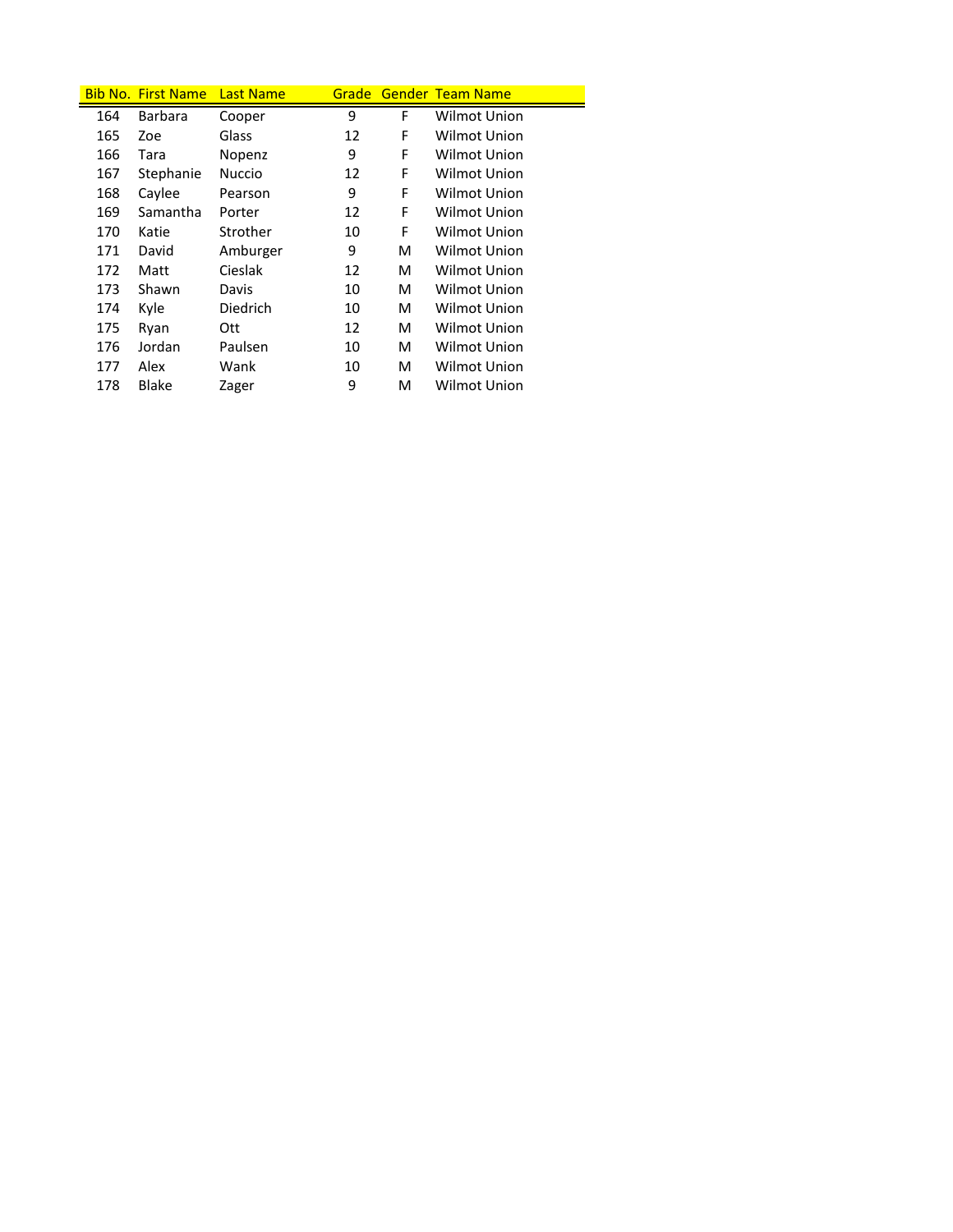| Bib No. | First Name | Last Name | Grade | Gender | Team Name |
|---|---|---|---|---|---|
| 164 | Barbara | Cooper | 9 | F | Wilmot Union |
| 165 | Zoe | Glass | 12 | F | Wilmot Union |
| 166 | Tara | Nopenz | 9 | F | Wilmot Union |
| 167 | Stephanie | Nuccio | 12 | F | Wilmot Union |
| 168 | Caylee | Pearson | 9 | F | Wilmot Union |
| 169 | Samantha | Porter | 12 | F | Wilmot Union |
| 170 | Katie | Strother | 10 | F | Wilmot Union |
| 171 | David | Amburger | 9 | M | Wilmot Union |
| 172 | Matt | Cieslak | 12 | M | Wilmot Union |
| 173 | Shawn | Davis | 10 | M | Wilmot Union |
| 174 | Kyle | Diedrich | 10 | M | Wilmot Union |
| 175 | Ryan | Ott | 12 | M | Wilmot Union |
| 176 | Jordan | Paulsen | 10 | M | Wilmot Union |
| 177 | Alex | Wank | 10 | M | Wilmot Union |
| 178 | Blake | Zager | 9 | M | Wilmot Union |